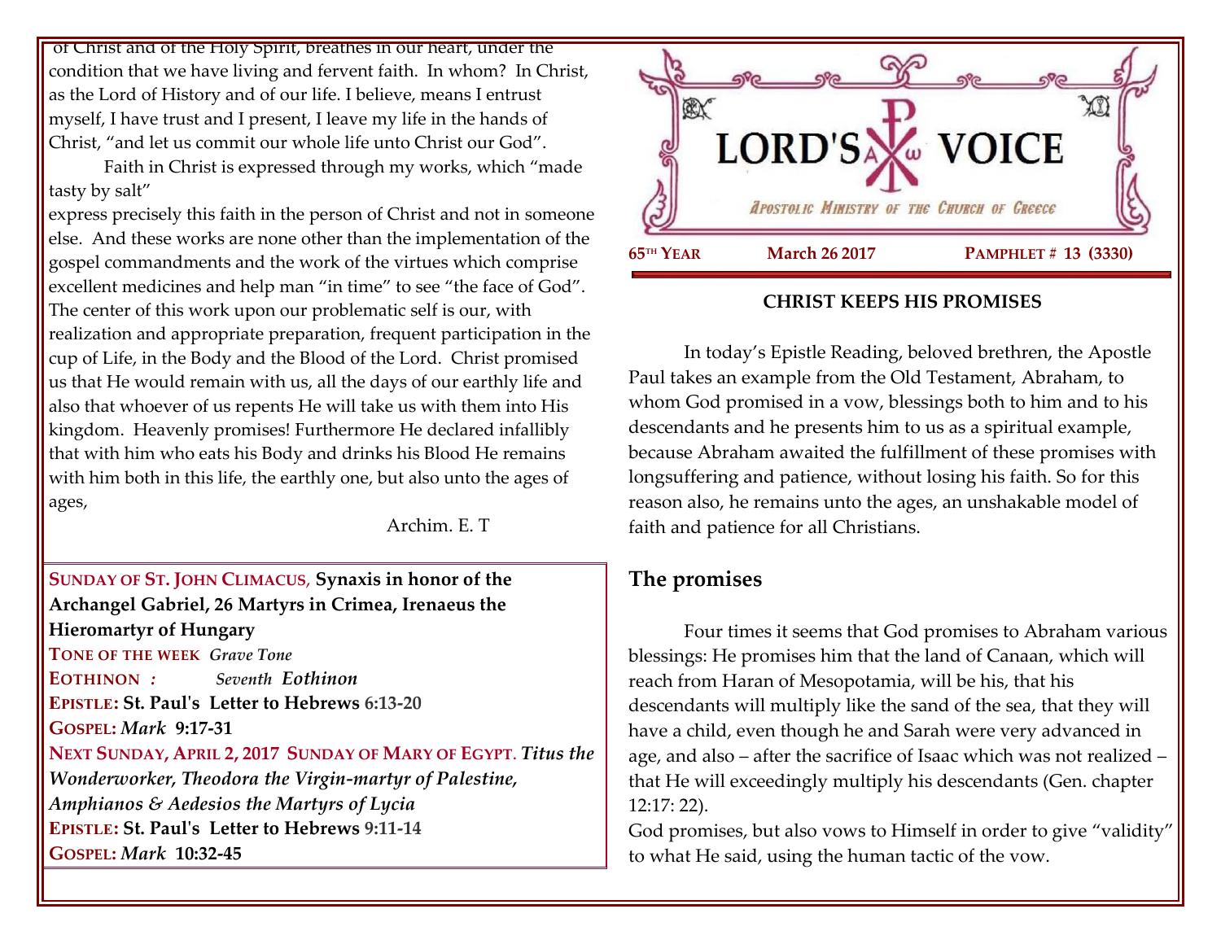of Christ and of the Holy Spirit, breathes in our heart, under the condition that we have living and fervent faith. In whom? In Christ, as the Lord of History and of our life. I believe, means I entrust myself, I have trust and I present, I leave my life in the hands of Christ, "and let us commit our whole life unto Christ our God".

Faith in Christ is expressed through my works, which "made tasty by salt" express precisely this faith in the person of Christ and not in someone else. And these works are none other than the implementation of the gospel commandments and the work of the virtues which comprise excellent medicines and help man "in time" to see "the face of God". The center of this work upon our problematic self is our, with realization and appropriate preparation, frequent participation in the cup of Life, in the Body and the Blood of the Lord. Christ promised us that He would remain with us, all the days of our earthly life and also that whoever of us repents He will take us with them into His kingdom. Heavenly promises! Furthermore He declared infallibly that with him who eats his Body and drinks his Blood He remains with him both in this life, the earthly one, but also unto the ages of ages,

Archim. E. T

**SUNDAY OF ST. JOHN CLIMACUS, Synaxis in honor of the Archangel Gabriel, 26 Martyrs in Crimea, Irenaeus the Hieromartyr of Hungary**
**TONE OF THE WEEK** *Grave Tone*
**EOTHINON** *: Seventh Eothinon*
**EPISTLE: St. Paul's Letter to Hebrews 6:13-20**
**GOSPEL:** ***Mark* 9:17-31**
**NEXT SUNDAY, APRIL 2, 2017 SUNDAY OF MARY OF EGYPT.** ***Titus the Wonderworker, Theodora the Virgin-martyr of Palestine, Amphianos & Aedesios the Martyrs of Lycia***
**EPISTLE: St. Paul's Letter to Hebrews 9:11-14**
**GOSPEL:** ***Mark* 10:32-45**

# LORD'S VOICE

*Apostolic Ministry of the Church of Greece*

**65TH YEAR** **March 26 2017** **PAMPHLET # 13 (3330)**

## CHRIST KEEPS HIS PROMISES

In today's Epistle Reading, beloved brethren, the Apostle Paul takes an example from the Old Testament, Abraham, to whom God promised in a vow, blessings both to him and to his descendants and he presents him to us as a spiritual example, because Abraham awaited the fulfillment of these promises with longsuffering and patience, without losing his faith. So for this reason also, he remains unto the ages, an unshakable model of faith and patience for all Christians.

### The promises

Four times it seems that God promises to Abraham various blessings: He promises him that the land of Canaan, which will reach from Haran of Mesopotamia, will be his, that his descendants will multiply like the sand of the sea, that they will have a child, even though he and Sarah were very advanced in age, and also – after the sacrifice of Isaac which was not realized – that He will exceedingly multiply his descendants (Gen. chapter 12:17: 22).

God promises, but also vows to Himself in order to give "validity" to what He said, using the human tactic of the vow.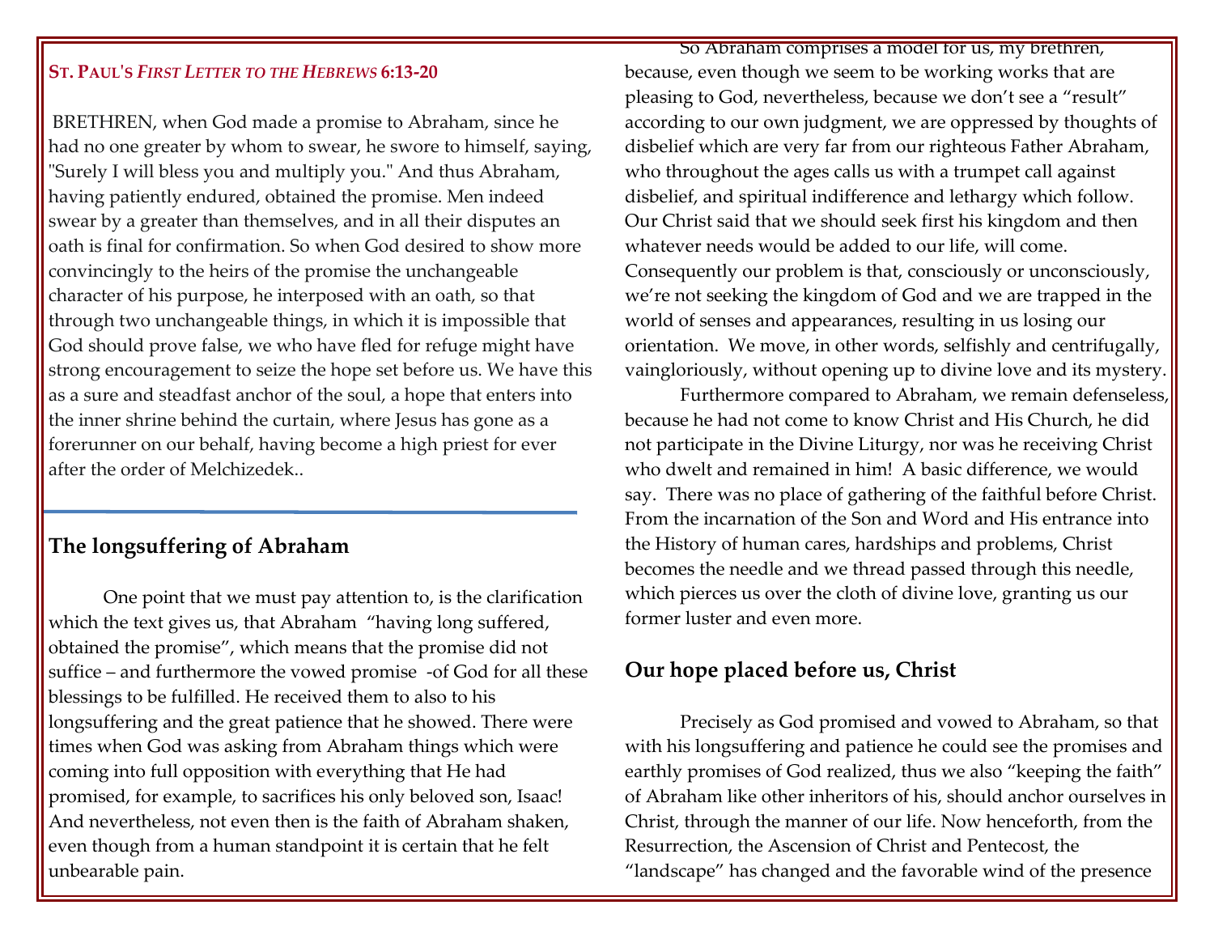**ST. PAUL'S *FIRST LETTER TO THE HEBREWS* 6:13-20**

BRETHREN, when God made a promise to Abraham, since he had no one greater by whom to swear, he swore to himself, saying, "Surely I will bless you and multiply you." And thus Abraham, having patiently endured, obtained the promise. Men indeed swear by a greater than themselves, and in all their disputes an oath is final for confirmation. So when God desired to show more convincingly to the heirs of the promise the unchangeable character of his purpose, he interposed with an oath, so that through two unchangeable things, in which it is impossible that God should prove false, we who have fled for refuge might have strong encouragement to seize the hope set before us. We have this as a sure and steadfast anchor of the soul, a hope that enters into the inner shrine behind the curtain, where Jesus has gone as a forerunner on our behalf, having become a high priest for ever after the order of Melchizedek..

## The longsuffering of Abraham

One point that we must pay attention to, is the clarification which the text gives us, that Abraham "having long suffered, obtained the promise", which means that the promise did not suffice – and furthermore the vowed promise -of God for all these blessings to be fulfilled. He received them to also to his longsuffering and the great patience that he showed. There were times when God was asking from Abraham things which were coming into full opposition with everything that He had promised, for example, to sacrifices his only beloved son, Isaac! And nevertheless, not even then is the faith of Abraham shaken, even though from a human standpoint it is certain that he felt unbearable pain.

So Abraham comprises a model for us, my brethren, because, even though we seem to be working works that are pleasing to God, nevertheless, because we don't see a "result" according to our own judgment, we are oppressed by thoughts of disbelief which are very far from our righteous Father Abraham, who throughout the ages calls us with a trumpet call against disbelief, and spiritual indifference and lethargy which follow. Our Christ said that we should seek first his kingdom and then whatever needs would be added to our life, will come. Consequently our problem is that, consciously or unconsciously, we're not seeking the kingdom of God and we are trapped in the world of senses and appearances, resulting in us losing our orientation. We move, in other words, selfishly and centrifugally, vaingloriously, without opening up to divine love and its mystery.

Furthermore compared to Abraham, we remain defenseless, because he had not come to know Christ and His Church, he did not participate in the Divine Liturgy, nor was he receiving Christ who dwelt and remained in him! A basic difference, we would say. There was no place of gathering of the faithful before Christ. From the incarnation of the Son and Word and His entrance into the History of human cares, hardships and problems, Christ becomes the needle and we thread passed through this needle, which pierces us over the cloth of divine love, granting us our former luster and even more.

## Our hope placed before us, Christ

Precisely as God promised and vowed to Abraham, so that with his longsuffering and patience he could see the promises and earthly promises of God realized, thus we also "keeping the faith" of Abraham like other inheritors of his, should anchor ourselves in Christ, through the manner of our life. Now henceforth, from the Resurrection, the Ascension of Christ and Pentecost, the "landscape" has changed and the favorable wind of the presence